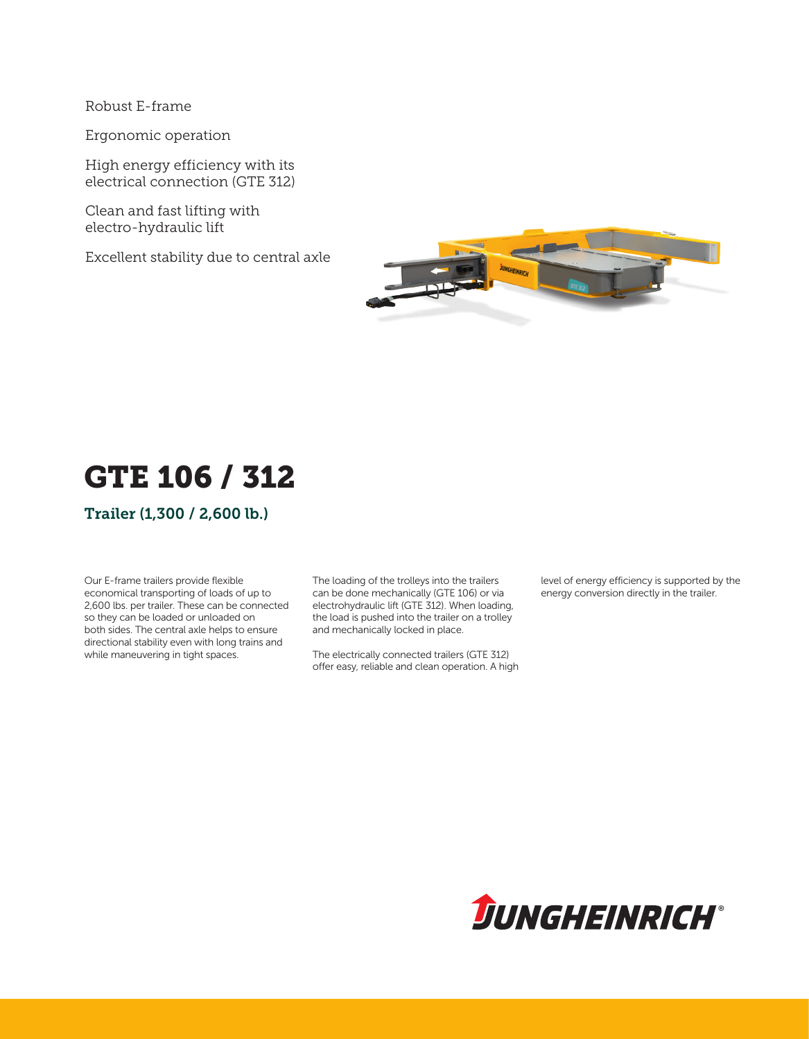- Robust E-frame
- Ergonomic operation
- High energy efficiency with its electrical connection (GTE 312)
- Clean and fast lifting with electro-hydraulic lift
- Excellent stability due to central axle

# GTE 106 / 312

## Trailer (1,300 / 2,600 lb.)

Our E-frame trailers provide flexible economical transporting of loads of up to 2,600 lbs. per trailer. These can be connected so they can be loaded or unloaded on both sides. The central axle helps to ensure directional stability even with long trains and while maneuvering in tight spaces.

The loading of the trolleys into the trailers can be done mechanically (GTE 106) or via electrohydraulic lift (GTE 312). When loading, the load is pushed into the trailer on a trolley and mechanically locked in place.

The electrically connected trailers (GTE 312) offer easy, reliable and clean operation. A high level of energy efficiency is supported by the energy conversion directly in the trailer.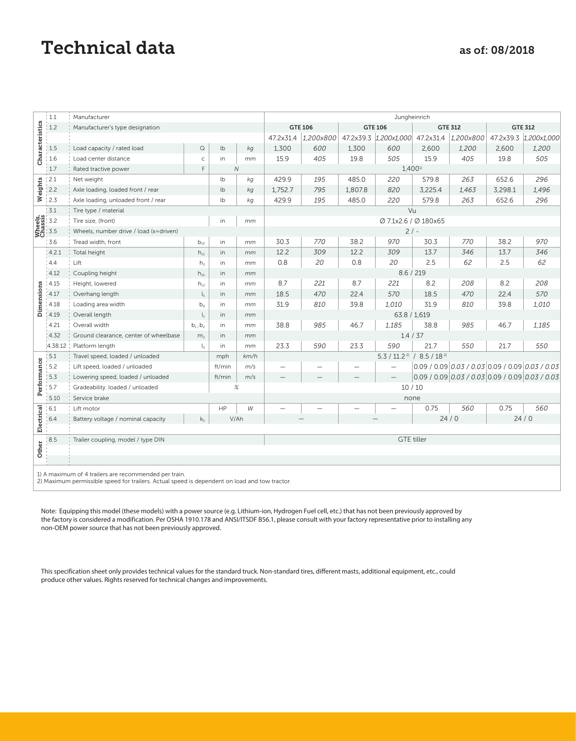# Technical data

as of: 08/2018

| Section | No. | Description | Symbol | Unit | Unit | GTE 106 | | GTE 106 | | GTE 312 | | GTE 312 | |
|---|---|---|---|---|---|---|---|---|---|---|---|---|---|
| Characteristics | 1.1 | Manufacturer | | | | Jungheinrich | | | | | | | |
| | 1.2 | Manufacturer's type designation | | | | GTE 106 | | GTE 106 | | GTE 312 | | GTE 312 | |
| | | | | | | 47.2x31.4 | *1,200x800* | 47.2x39.3 | *1,200x1,000* | 47.2x31.4 | *1,200x800* | 47.2x39.3 | *1,200x1,000* |
| | 1.5 | Load capacity / rated load | Q | lb | *kg* | 1,300 | *600* | 1,300 | *600* | 2,600 | *1,200* | 2,600 | *1,200* |
| | 1.6 | Load center distance | c | in | *mm* | 15.9 | *405* | 19.8 | *505* | 15.9 | *405* | 19.8 | *505* |
| | 1.7 | Rated tractive power | F | *N* | | 1,400[1] | | | | | | | |
| Weights | 2.1 | Net weight | | lb | *kg* | 429.9 | *195* | 485.0 | *220* | 579.8 | *263* | 652.6 | *296* |
| | 2.2 | Axle loading, loaded front / rear | | lb | *kg* | 1,752.7 | *795* | 1,807.8 | *820* | 3,225.4 | *1,463* | 3,298.1 | *1,496* |
| | 2.3 | Axle loading, unloaded front / rear | | lb | *kg* | 429.9 | *195* | 485.0 | *220* | 579.8 | *263* | 652.6 | *296* |
| Wheels, Chassis | 3.1 | Tire type / material | | | | Vu | | | | | | | |
| | 3.2 | Tire size, (front) | | in | *mm* | Ø 7.1x2.6 / Ø 180x65 | | | | | | | |
| | 3.5 | Wheels, number drive / load (x=driven) | | | | 2 / - | | | | | | | |
| | 3.6 | Tread width, front | $b_{10}$ | in | *mm* | 30.3 | *770* | 38.2 | *970* | 30.3 | *770* | 38.2 | *970* |
| Dimensions | 4.2.1 | Total height | $h_{15}$ | in | *mm* | 12.2 | *309* | 12.2 | *309* | 13.7 | *346* | 13.7 | *346* |
| | 4.4 | Lift | $h_3$ | in | *mm* | 0.8 | *20* | 0.8 | *20* | 2.5 | *62* | 2.5 | *62* |
| | 4.12 | Coupling height | $h_{10}$ | in | *mm* | 8.6 / 219 | | | | | | | |
| | 4.15 | Height, lowered | $h_{13}$ | in | *mm* | 8.7 | *221* | 8.7 | *221* | 8.2 | *208* | 8.2 | *208* |
| | 4.17 | Overhang length | $l_5$ | in | *mm* | 18.5 | *470* | 22.4 | *570* | 18.5 | *470* | 22.4 | *570* |
| | 4.18 | Loading area width | $b_9$ | in | *mm* | 31.9 | *810* | 39.8 | *1,010* | 31.9 | *810* | 39.8 | *1,010* |
| | 4.19 | Overall length | $l_1$ | in | *mm* | 63.8 / 1,619 | | | | | | | |
| | 4.21 | Overall width | $b_1 / b_2$ | in | *mm* | 38.8 | *985* | 46.7 | *1,185* | 38.8 | *985* | 46.7 | *1,185* |
| | 4.32 | Ground clearance, center of wheelbase | $m_2$ | in | *mm* | 1.4 / 37 | | | | | | | |
| | 4.38.12 | Platform length | $l_3$ | in | *mm* | 23.3 | *590* | 23.3 | *590* | 21.7 | *550* | 21.7 | *550* |
| Performance | 5.1 | Travel speed, loaded / unloaded | | mph | *km/h* | 5.3 / 11.2[2] / 8.5 / 18[2] | | | | | | | |
| | 5.2 | Lift speed, loaded / unloaded | | ft/min | *m/s* | — | — | — | — | 0.09 / 0.09 | *0.03 / 0.03* | 0.09 / 0.09 | *0.03 / 0.03* |
| | 5.3 | Lowering speed, loaded / unloaded | | ft/min | *m/s* | — | — | — | — | 0.09 / 0.09 | *0.03 / 0.03* | 0.09 / 0.09 | *0.03 / 0.03* |
| | 5.7 | Gradeability. loaded / unloaded | | *%* | | 10 / 10 | | | | | | | |
| | 5.10 | Service brake | | | | none | | | | | | | |
| Electrical | 6.1 | Lift motor | | HP | *W* | — | — | — | — | 0.75 | *560* | 0.75 | *560* |
| | 6.4 | Battery voltage / nominal capacity | $k_5$ | V/Ah | | — | | — | | 24 / 0 | | 24 / 0 | |
| Other | 8.5 | Trailer coupling, model / type DIN | | | | GTE tiller | | | | | | | |

1) A maximum of 4 trailers are recommended per train.
2) Maximum permissible speed for trailers. Actual speed is dependent on load and tow tractor.

Note: Equipping this model (these models) with a power source (e.g. Lithium-ion, Hydrogen Fuel cell, etc.) that has not been previously approved by the factory is considered a modification. Per OSHA 1910.178 and ANSI/ITSDF B56.1, please consult with your factory representative prior to installing any non-OEM power source that has not been previously approved.

This specification sheet only provides technical values for the standard truck. Non-standard tires, different masts, additional equipment, etc., could produce other values. Rights reserved for technical changes and improvements.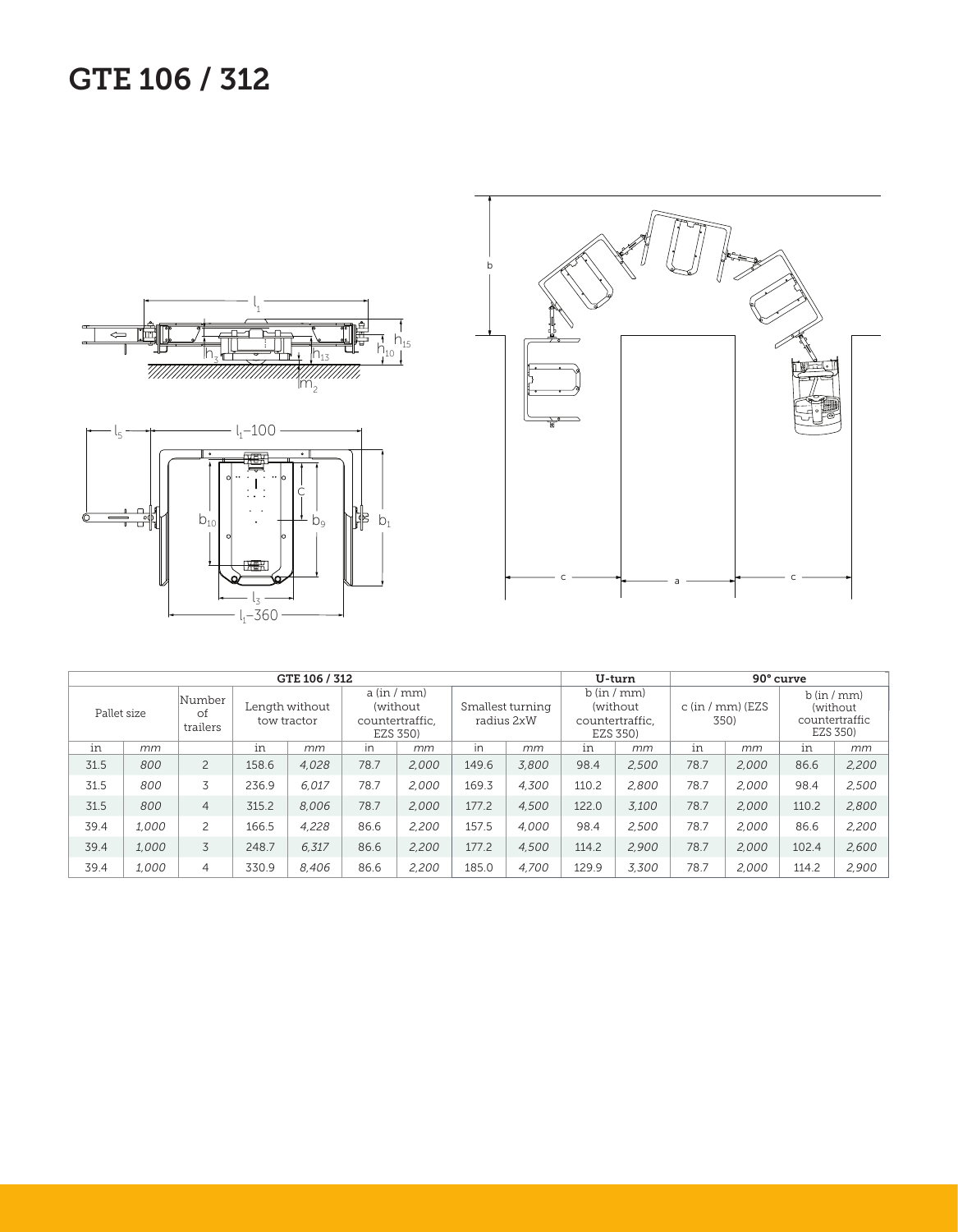# GTE 106 / 312

| GTE 106 / 312 | | | | | | | | | U-turn | | 90° curve | | | |
|---|---|---|---|---|---|---|---|---|---|---|---|---|---|---|
| Pallet size | | Number of trailers | Length without tow tractor | | a (in / mm) (without countertraffic, EZS 350) | | Smallest turning radius 2xW | | b (in / mm) (without countertraffic, EZS 350) | | c (in / mm) (EZS 350) | | b (in / mm) (without countertraffic EZS 350) | |
| in | mm | | in | mm | in | mm | in | mm | in | mm | in | mm | in | mm |
| 31.5 | 800 | 2 | 158.6 | 4,028 | 78.7 | 2,000 | 149.6 | 3,800 | 98.4 | 2,500 | 78.7 | 2,000 | 86.6 | 2,200 |
| 31.5 | 800 | 3 | 236.9 | 6,017 | 78.7 | 2,000 | 169.3 | 4,300 | 110.2 | 2,800 | 78.7 | 2,000 | 98.4 | 2,500 |
| 31.5 | 800 | 4 | 315.2 | 8,006 | 78.7 | 2,000 | 177.2 | 4,500 | 122.0 | 3,100 | 78.7 | 2,000 | 110.2 | 2,800 |
| 39.4 | 1,000 | 2 | 166.5 | 4,228 | 86.6 | 2,200 | 157.5 | 4,000 | 98.4 | 2,500 | 78.7 | 2,000 | 86.6 | 2,200 |
| 39.4 | 1,000 | 3 | 248.7 | 6,317 | 86.6 | 2,200 | 177.2 | 4,500 | 114.2 | 2,900 | 78.7 | 2,000 | 102.4 | 2,600 |
| 39.4 | 1,000 | 4 | 330.9 | 8,406 | 86.6 | 2,200 | 185.0 | 4,700 | 129.9 | 3,300 | 78.7 | 2,000 | 114.2 | 2,900 |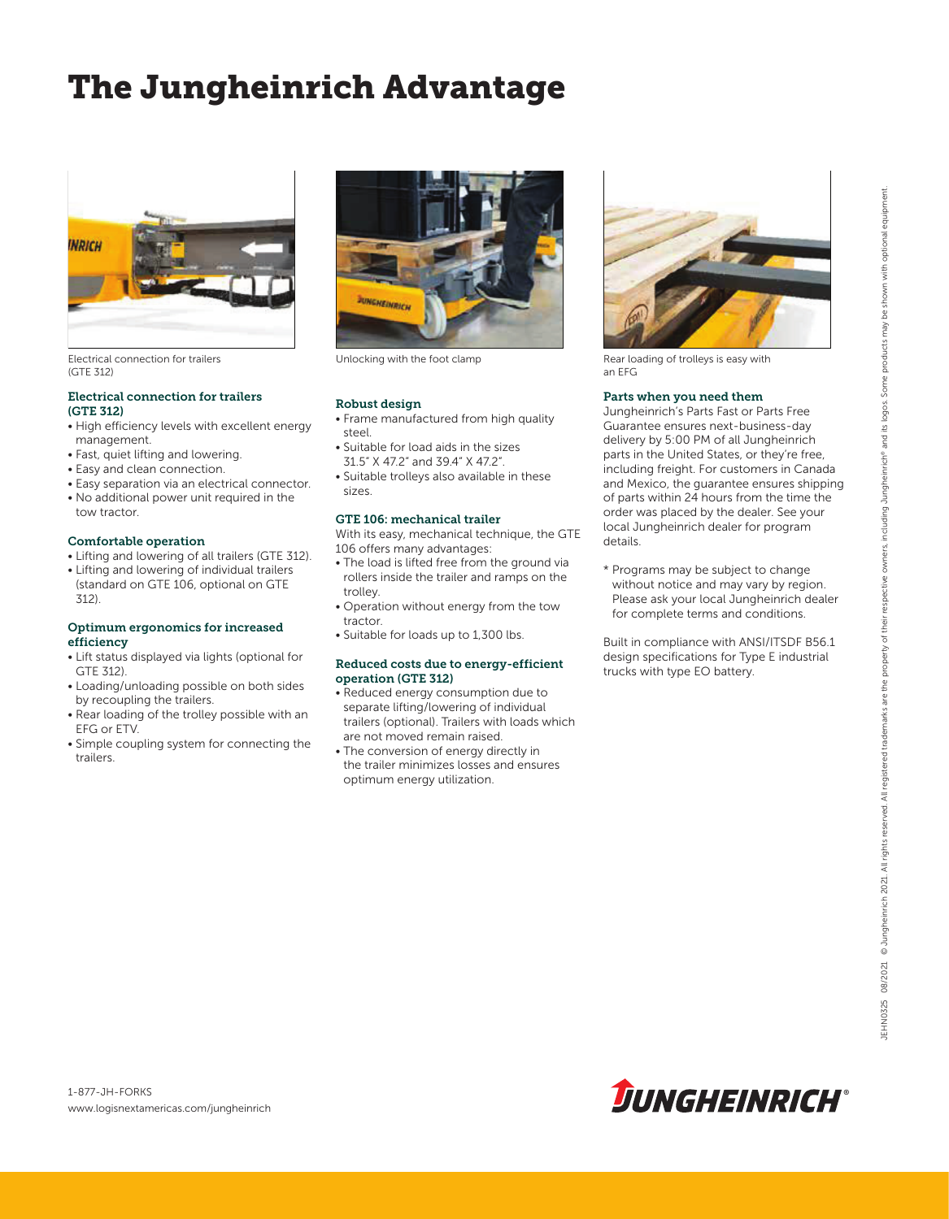# The Jungheinrich Advantage

Electrical connection for trailers (GTE 312)

Unlocking with the foot clamp

Rear loading of trolleys is easy with an EFG

### Electrical connection for trailers (GTE 312)

- High efficiency levels with excellent energy management.
- Fast, quiet lifting and lowering.
- Easy and clean connection.
- Easy separation via an electrical connector.
- No additional power unit required in the tow tractor.

### Comfortable operation

- Lifting and lowering of all trailers (GTE 312).
- Lifting and lowering of individual trailers (standard on GTE 106, optional on GTE 312).

### Optimum ergonomics for increased efficiency

- Lift status displayed via lights (optional for GTE 312).
- Loading/unloading possible on both sides by recoupling the trailers.
- Rear loading of the trolley possible with an EFG or ETV.
- Simple coupling system for connecting the trailers.

### Robust design

- Frame manufactured from high quality steel.
- Suitable for load aids in the sizes 31.5" X 47.2" and 39.4" X 47.2".
- Suitable trolleys also available in these sizes.

### GTE 106: mechanical trailer

With its easy, mechanical technique, the GTE 106 offers many advantages:

- The load is lifted free from the ground via rollers inside the trailer and ramps on the trolley.
- Operation without energy from the tow tractor.
- Suitable for loads up to 1,300 lbs.

### Reduced costs due to energy-efficient operation (GTE 312)

- Reduced energy consumption due to separate lifting/lowering of individual trailers (optional). Trailers with loads which are not moved remain raised.
- The conversion of energy directly in the trailer minimizes losses and ensures optimum energy utilization.

### Parts when you need them

Jungheinrich's Parts Fast or Parts Free Guarantee ensures next-business-day delivery by 5:00 PM of all Jungheinrich parts in the United States, or they're free, including freight. For customers in Canada and Mexico, the guarantee ensures shipping of parts within 24 hours from the time the order was placed by the dealer. See your local Jungheinrich dealer for program details.

\* Programs may be subject to change without notice and may vary by region. Please ask your local Jungheinrich dealer for complete terms and conditions.

Built in compliance with ANSI/ITSDF B56.1 design specifications for Type E industrial trucks with type EO battery.

JEHN0325 08/2021 © Jungheinrich 2021. All rights reserved. All registered trademarks are the property of their respective owners, including Jungheinrich® and its logos. Some products may be shown with optional equipment.

1-877-JH-FORKS
www.logisnextamericas.com/jungheinrich

JUNGHEINRICH®